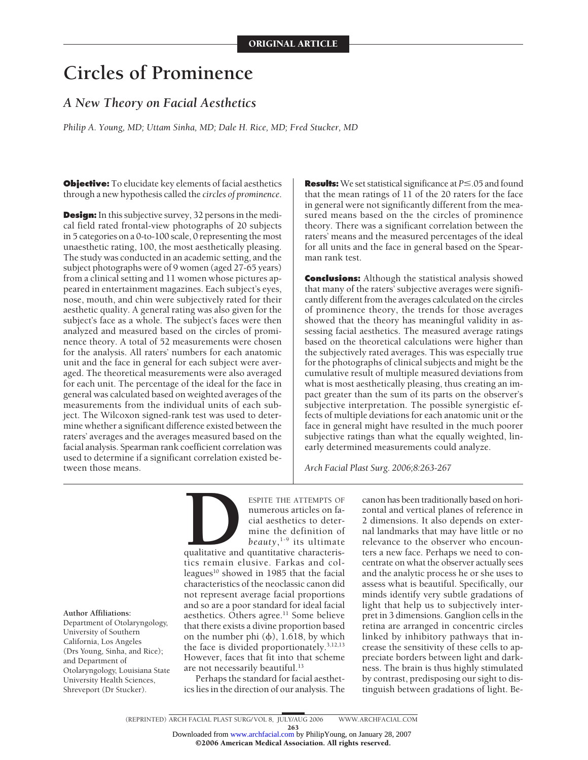ORIGINAL ARTICLE

# Circles of Prominence

## *A New Theory on Facial Aesthetics*

*Philip A. Young, MD; Uttam Sinha, MD; Dale H. Rice, MD; Fred Stucker, MD*

**Objective:** To elucidate key elements of facial aesthetics through a new hypothesis called the *circles of prominence*.

**Design:** In this subjective survey, 32 persons in the medical field rated frontal-view photographs of 20 subjects in 5 categories on a 0-to-100 scale, 0 representing the most unaesthetic rating, 100, the most aesthetically pleasing. The study was conducted in an academic setting, and the subject photographs were of 9 women (aged 27-65 years) from a clinical setting and 11 women whose pictures appeared in entertainment magazines. Each subject's eyes, nose, mouth, and chin were subjectively rated for their aesthetic quality. A general rating was also given for the subject's face as a whole. The subject's faces were then analyzed and measured based on the circles of prominence theory. A total of 52 measurements were chosen for the analysis. All raters' numbers for each anatomic unit and the face in general for each subject were averaged. The theoretical measurements were also averaged for each unit. The percentage of the ideal for the face in general was calculated based on weighted averages of the measurements from the individual units of each subject. The Wilcoxon signed-rank test was used to determine whether a significant difference existed between the raters' averages and the averages measured based on the facial analysis. Spearman rank coefficient correlation was used to determine if a significant correlation existed between those means.

**Results:** We set statistical significance at $P \leq .05$ and found that the mean ratings of 11 of the 20 raters for the face in general were not significantly different from the measured means based on the the circles of prominence theory. There was a significant correlation between the raters' means and the measured percentages of the ideal for all units and the face in general based on the Spearman rank test.

**Conclusions:** Although the statistical analysis showed that many of the raters' subjective averages were significantly different from the averages calculated on the circles of prominence theory, the trends for those averages showed that the theory has meaningful validity in assessing facial aesthetics. The measured average ratings based on the theoretical calculations were higher than the subjectively rated averages. This was especially true for the photographs of clinical subjects and might be the cumulative result of multiple measured deviations from what is most aesthetically pleasing, thus creating an impact greater than the sum of its parts on the observer's subjective interpretation. The possible synergistic effects of multiple deviations for each anatomic unit or the face in general might have resulted in the much poorer subjective ratings than what the equally weighted, linearly determined measurements could analyze.

*Arch Facial Plast Surg. 2006;8:263-267*

Despite the attempts of numerous articles on facial aesthetics to determine the definition of *beauty*,[1-9] its ultimate qualitative and quantitative characteristics remain elusive. Farkas and colleagues[10] showed in 1985 that the facial characteristics of the neoclassic canon did not represent average facial proportions and so are a poor standard for ideal facial aesthetics. Others agree.[11] Some believe that there exists a divine proportion based on the number phi (ϕ), 1.618, by which the face is divided proportionately.[3,12,13] However, faces that fit into that scheme are not necessarily beautiful.[13]

Perhaps the standard for facial aesthetics lies in the direction of our analysis. The canon has been traditionally based on horizontal and vertical planes of reference in 2 dimensions. It also depends on external landmarks that may have little or no relevance to the observer who encounters a new face. Perhaps we need to concentrate on what the observer actually sees and the analytic process he or she uses to assess what is beautiful. Specifically, our minds identify very subtle gradations of light that help us to subjectively interpret in 3 dimensions. Ganglion cells in the retina are arranged in concentric circles linked by inhibitory pathways that increase the sensitivity of these cells to appreciate borders between light and darkness. The brain is thus highly stimulated by contrast, predisposing our sight to distinguish between gradations of light. Be-

**Author Affiliations:** Department of Otolaryngology, University of Southern California, Los Angeles (Drs Young, Sinha, and Rice); and Department of Otolaryngology, Louisiana State University Health Sciences, Shreveport (Dr Stucker).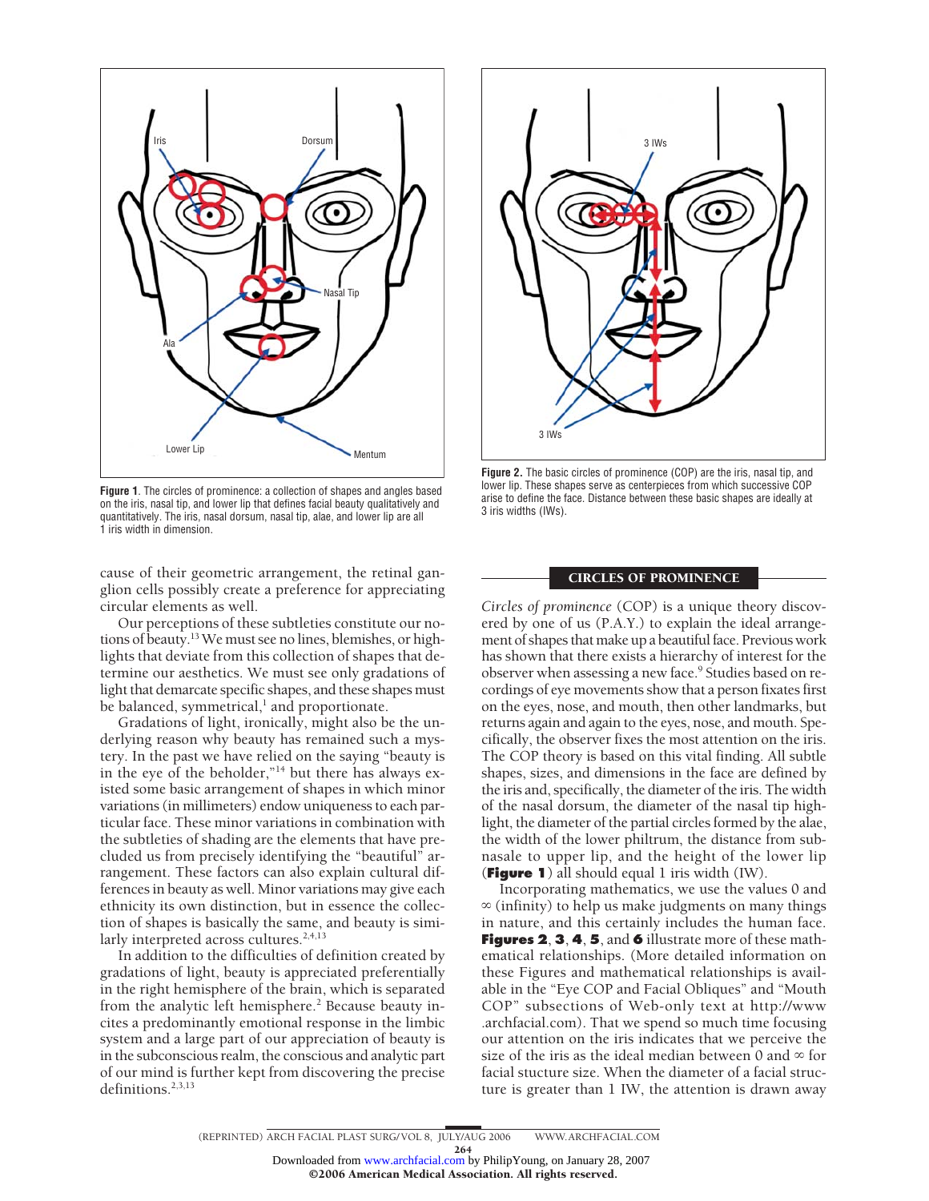**Figure 1.** The circles of prominence: a collection of shapes and angles based on the iris, nasal tip, and lower lip that defines facial beauty qualitatively and quantitatively. The iris, nasal dorsum, nasal tip, alae, and lower lip are all 1 iris width in dimension.

**Figure 2.** The basic circles of prominence (COP) are the iris, nasal tip, and lower lip. These shapes serve as centerpieces from which successive COP arise to define the face. Distance between these basic shapes are ideally at 3 iris widths (IWs).

cause of their geometric arrangement, the retinal ganglion cells possibly create a preference for appreciating circular elements as well.

Our perceptions of these subtleties constitute our notions of beauty.[13] We must see no lines, blemishes, or highlights that deviate from this collection of shapes that determine our aesthetics. We must see only gradations of light that demarcate specific shapes, and these shapes must be balanced, symmetrical,[1] and proportionate.

Gradations of light, ironically, might also be the underlying reason why beauty has remained such a mystery. In the past we have relied on the saying "beauty is in the eye of the beholder,"[14] but there has always existed some basic arrangement of shapes in which minor variations (in millimeters) endow uniqueness to each particular face. These minor variations in combination with the subtleties of shading are the elements that have precluded us from precisely identifying the "beautiful" arrangement. These factors can also explain cultural differences in beauty as well. Minor variations may give each ethnicity its own distinction, but in essence the collection of shapes is basically the same, and beauty is similarly interpreted across cultures.[2,4,13]

In addition to the difficulties of definition created by gradations of light, beauty is appreciated preferentially in the right hemisphere of the brain, which is separated from the analytic left hemisphere.[2] Because beauty incites a predominantly emotional response in the limbic system and a large part of our appreciation of beauty is in the subconscious realm, the conscious and analytic part of our mind is further kept from discovering the precise definitions.[2,3,13]

## CIRCLES OF PROMINENCE

*Circles of prominence* (COP) is a unique theory discovered by one of us (P.A.Y.) to explain the ideal arrangement of shapes that make up a beautiful face. Previous work has shown that there exists a hierarchy of interest for the observer when assessing a new face.[9] Studies based on recordings of eye movements show that a person fixates first on the eyes, nose, and mouth, then other landmarks, but returns again and again to the eyes, nose, and mouth. Specifically, the observer fixes the most attention on the iris. The COP theory is based on this vital finding. All subtle shapes, sizes, and dimensions in the face are defined by the iris and, specifically, the diameter of the iris. The width of the nasal dorsum, the diameter of the nasal tip highlight, the diameter of the partial circles formed by the alae, the width of the lower philtrum, the distance from subnasale to upper lip, and the height of the lower lip (**Figure 1**) all should equal 1 iris width (IW).

Incorporating mathematics, we use the values 0 and $\infty$ (infinity) to help us make judgments on many things in nature, and this certainly includes the human face. **Figures 2**, **3**, **4**, **5**, and **6** illustrate more of these mathematical relationships. (More detailed information on these Figures and mathematical relationships is available in the "Eye COP and Facial Obliques" and "Mouth COP" subsections of Web-only text at http://www.archfacial.com). That we spend so much time focusing our attention on the iris indicates that we perceive the size of the iris as the ideal median between 0 and $\infty$ for facial stucture size. When the diameter of a facial structure is greater than 1 IW, the attention is drawn away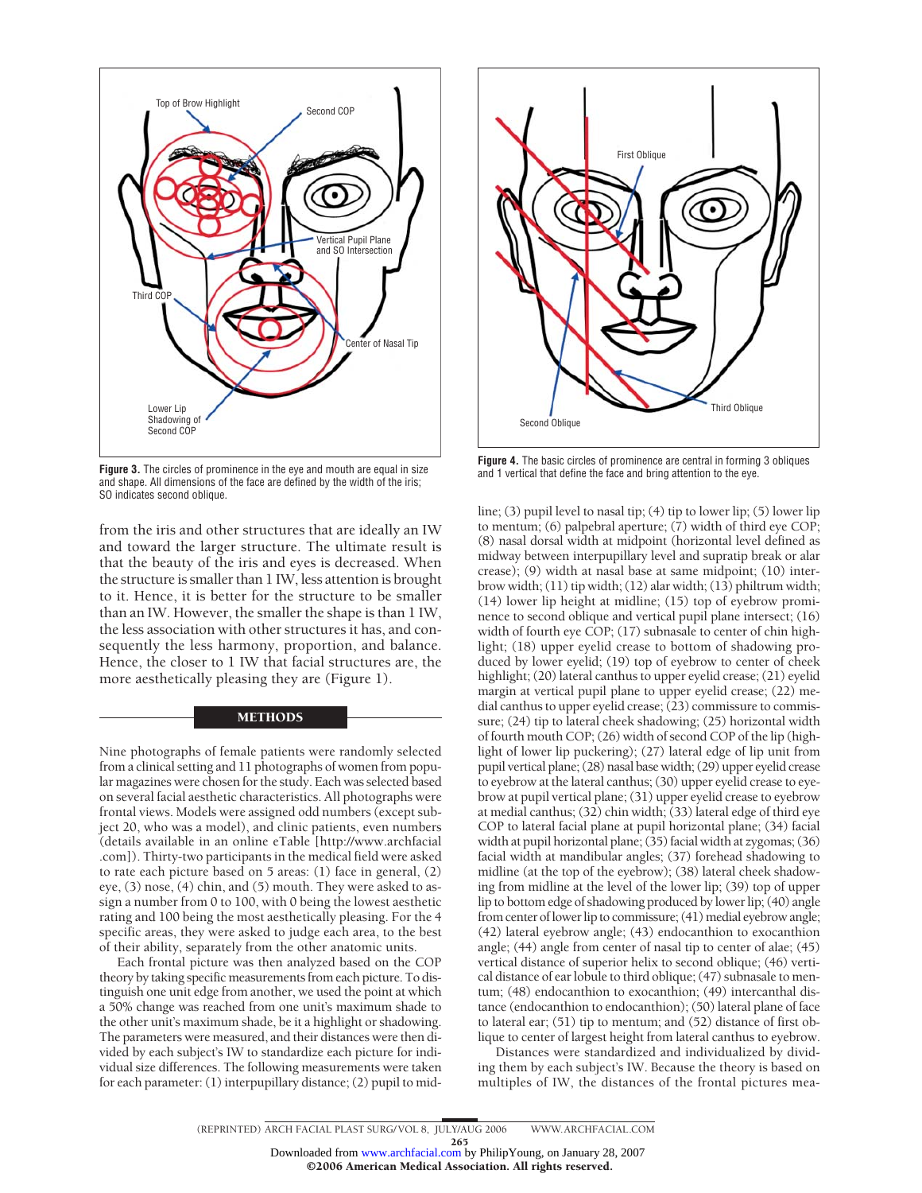**Figure 3.** The circles of prominence in the eye and mouth are equal in size and shape. All dimensions of the face are defined by the width of the iris; SO indicates second oblique.

**Figure 4.** The basic circles of prominence are central in forming 3 obliques and 1 vertical that define the face and bring attention to the eye.

from the iris and other structures that are ideally an IW and toward the larger structure. The ultimate result is that the beauty of the iris and eyes is decreased. When the structure is smaller than 1 IW, less attention is brought to it. Hence, it is better for the structure to be smaller than an IW. However, the smaller the shape is than 1 IW, the less association with other structures it has, and consequently the less harmony, proportion, and balance. Hence, the closer to 1 IW that facial structures are, the more aesthetically pleasing they are (Figure 1).

## METHODS

Nine photographs of female patients were randomly selected from a clinical setting and 11 photographs of women from popular magazines were chosen for the study. Each was selected based on several facial aesthetic characteristics. All photographs were frontal views. Models were assigned odd numbers (except subject 20, who was a model), and clinic patients, even numbers (details available in an online eTable [http://www.archfacial.com]). Thirty-two participants in the medical field were asked to rate each picture based on 5 areas: (1) face in general, (2) eye, (3) nose, (4) chin, and (5) mouth. They were asked to assign a number from 0 to 100, with 0 being the lowest aesthetic rating and 100 being the most aesthetically pleasing. For the 4 specific areas, they were asked to judge each area, to the best of their ability, separately from the other anatomic units.

Each frontal picture was then analyzed based on the COP theory by taking specific measurements from each picture. To distinguish one unit edge from another, we used the point at which a 50% change was reached from one unit's maximum shade to the other unit's maximum shade, be it a highlight or shadowing. The parameters were measured, and their distances were then divided by each subject's IW to standardize each picture for individual size differences. The following measurements were taken for each parameter: (1) interpupillary distance; (2) pupil to midline; (3) pupil level to nasal tip; (4) tip to lower lip; (5) lower lip to mentum; (6) palpebral aperture; (7) width of third eye COP; (8) nasal dorsal width at midpoint (horizontal level defined as midway between interpupillary level and supratip break or alar crease); (9) width at nasal base at same midpoint; (10) interbrow width; (11) tip width; (12) alar width; (13) philtrum width; (14) lower lip height at midline; (15) top of eyebrow prominence to second oblique and vertical pupil plane intersect; (16) width of fourth eye COP; (17) subnasale to center of chin highlight; (18) upper eyelid crease to bottom of shadowing produced by lower eyelid; (19) top of eyebrow to center of cheek highlight; (20) lateral canthus to upper eyelid crease; (21) eyelid margin at vertical pupil plane to upper eyelid crease; (22) medial canthus to upper eyelid crease; (23) commissure to commissure; (24) tip to lateral cheek shadowing; (25) horizontal width of fourth mouth COP; (26) width of second COP of the lip (highlight of lower lip puckering); (27) lateral edge of lip unit from pupil vertical plane; (28) nasal base width; (29) upper eyelid crease to eyebrow at the lateral canthus; (30) upper eyelid crease to eyebrow at pupil vertical plane; (31) upper eyelid crease to eyebrow at medial canthus; (32) chin width; (33) lateral edge of third eye COP to lateral facial plane at pupil horizontal plane; (34) facial width at pupil horizontal plane; (35) facial width at zygomas; (36) facial width at mandibular angles; (37) forehead shadowing to midline (at the top of the eyebrow); (38) lateral cheek shadowing from midline at the level of the lower lip; (39) top of upper lip to bottom edge of shadowing produced by lower lip; (40) angle from center of lower lip to commissure; (41) medial eyebrow angle; (42) lateral eyebrow angle; (43) endocanthion to exocanthion angle; (44) angle from center of nasal tip to center of alae; (45) vertical distance of superior helix to second oblique; (46) vertical distance of ear lobule to third oblique; (47) subnasale to mentum; (48) endocanthion to exocanthion; (49) intercanthal distance (endocanthion to endocanthion); (50) lateral plane of face to lateral ear; (51) tip to mentum; and (52) distance of first oblique to center of largest height from lateral canthus to eyebrow.

Distances were standardized and individualized by dividing them by each subject's IW. Because the theory is based on multiples of IW, the distances of the frontal pictures mea-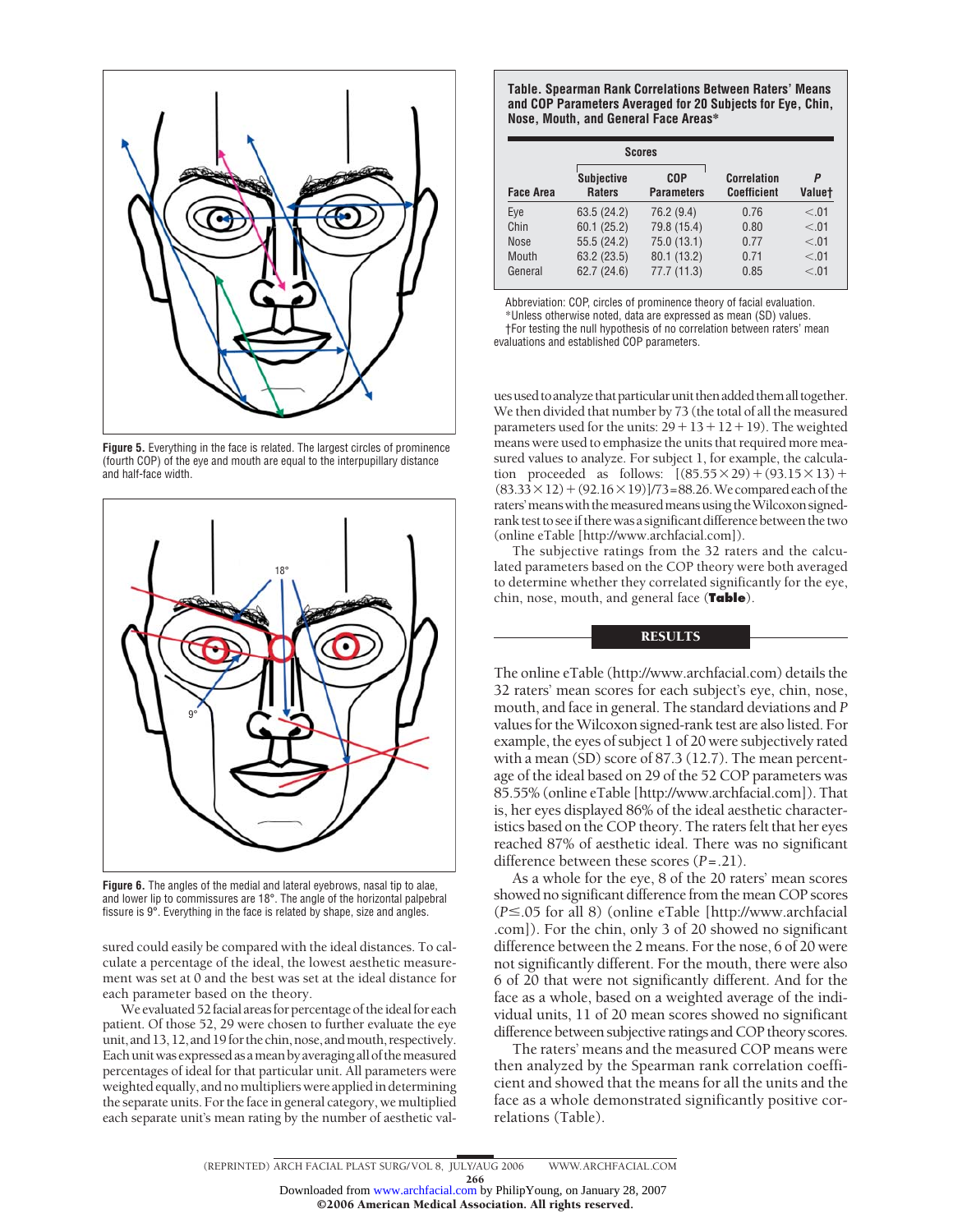Figure 5. Everything in the face is related. The largest circles of prominence (fourth COP) of the eye and mouth are equal to the interpupillary distance and half-face width.

Figure 6. The angles of the medial and lateral eyebrows, nasal tip to alae, and lower lip to commissures are 18°. The angle of the horizontal palpebral fissure is 9°. Everything in the face is related by shape, size and angles.

sured could easily be compared with the ideal distances. To calculate a percentage of the ideal, the lowest aesthetic measurement was set at 0 and the best was set at the ideal distance for each parameter based on the theory.

We evaluated 52 facial areas for percentage of the ideal for each patient. Of those 52, 29 were chosen to further evaluate the eye unit, and 13, 12, and 19 for the chin, nose, and mouth, respectively. Each unit was expressed as a mean by averaging all of the measured percentages of ideal for that particular unit. All parameters were weighted equally, and no multipliers were applied in determining the separate units. For the face in general category, we multiplied each separate unit's mean rating by the number of aesthetic values used to analyze that particular unit then added them all together. We then divided that number by 73 (the total of all the measured parameters used for the units: $29 + 13 + 12 + 19$). The weighted means were used to emphasize the units that required more measured values to analyze. For subject 1, for example, the calculation proceeded as follows: $[(85.55 \times 29) + (93.15 \times 13) + (83.33 \times 12) + (92.16 \times 19)]/73 = 88.26$. We compared each of the raters' means with the measured means using the Wilcoxon signed-rank test to see if there was a significant difference between the two (online eTable [http://www.archfacial.com]).

The subjective ratings from the 32 raters and the calculated parameters based on the COP theory were both averaged to determine whether they correlated significantly for the eye, chin, nose, mouth, and general face (**Table**).

**Table. Spearman Rank Correlations Between Raters' Means and COP Parameters Averaged for 20 Subjects for Eye, Chin, Nose, Mouth, and General Face Areas***

| | Scores | | | |
|---|---|---|---|---|
| Face Area | Subjective Raters | COP Parameters | Correlation Coefficient | *P* Value† |
| Eye | 63.5 (24.2) | 76.2 (9.4) | 0.76 | <.01 |
| Chin | 60.1 (25.2) | 79.8 (15.4) | 0.80 | <.01 |
| Nose | 55.5 (24.2) | 75.0 (13.1) | 0.77 | <.01 |
| Mouth | 63.2 (23.5) | 80.1 (13.2) | 0.71 | <.01 |
| General | 62.7 (24.6) | 77.7 (11.3) | 0.85 | <.01 |

Abbreviation: COP, circles of prominence theory of facial evaluation.
*Unless otherwise noted, data are expressed as mean (SD) values.
†For testing the null hypothesis of no correlation between raters' mean evaluations and established COP parameters.

## RESULTS

The online eTable (http://www.archfacial.com) details the 32 raters' mean scores for each subject's eye, chin, nose, mouth, and face in general. The standard deviations and *P* values for the Wilcoxon signed-rank test are also listed. For example, the eyes of subject 1 of 20 were subjectively rated with a mean (SD) score of 87.3 (12.7). The mean percentage of the ideal based on 29 of the 52 COP parameters was 85.55% (online eTable [http://www.archfacial.com]). That is, her eyes displayed 86% of the ideal aesthetic characteristics based on the COP theory. The raters felt that her eyes reached 87% of aesthetic ideal. There was no significant difference between these scores ($P = .21$).

As a whole for the eye, 8 of the 20 raters' mean scores showed no significant difference from the mean COP scores ($P \leq .05$ for all 8) (online eTable [http://www.archfacial.com]). For the chin, only 3 of 20 showed no significant difference between the 2 means. For the nose, 6 of 20 were not significantly different. For the mouth, there were also 6 of 20 that were not significantly different. And for the face as a whole, based on a weighted average of the individual units, 11 of 20 mean scores showed no significant difference between subjective ratings and COP theory scores.

The raters' means and the measured COP means were then analyzed by the Spearman rank correlation coefficient and showed that the means for all the units and the face as a whole demonstrated significantly positive correlations (Table).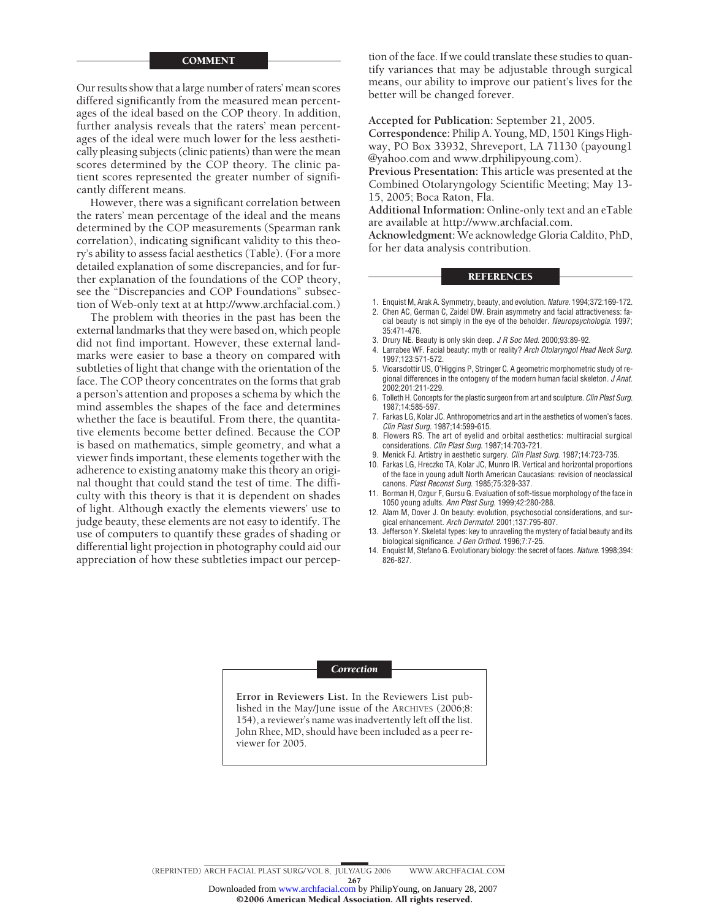## COMMENT

Our results show that a large number of raters' mean scores differed significantly from the measured mean percentages of the ideal based on the COP theory. In addition, further analysis reveals that the raters' mean percentages of the ideal were much lower for the less aesthetically pleasing subjects (clinic patients) than were the mean scores determined by the COP theory. The clinic patient scores represented the greater number of significantly different means.

However, there was a significant correlation between the raters' mean percentage of the ideal and the means determined by the COP measurements (Spearman rank correlation), indicating significant validity to this theory's ability to assess facial aesthetics (Table). (For a more detailed explanation of some discrepancies, and for further explanation of the foundations of the COP theory, see the "Discrepancies and COP Foundations" subsection of Web-only text at at http://www.archfacial.com.)

The problem with theories in the past has been the external landmarks that they were based on, which people did not find important. However, these external landmarks were easier to base a theory on compared with subtleties of light that change with the orientation of the face. The COP theory concentrates on the forms that grab a person's attention and proposes a schema by which the mind assembles the shapes of the face and determines whether the face is beautiful. From there, the quantitative elements become better defined. Because the COP is based on mathematics, simple geometry, and what a viewer finds important, these elements together with the adherence to existing anatomy make this theory an original thought that could stand the test of time. The difficulty with this theory is that it is dependent on shades of light. Although exactly the elements viewers' use to judge beauty, these elements are not easy to identify. The use of computers to quantify these grades of shading or differential light projection in photography could aid our appreciation of how these subtleties impact our perception of the face. If we could translate these studies to quantify variances that may be adjustable through surgical means, our ability to improve our patient's lives for the better will be changed forever.

**Accepted for Publication:** September 21, 2005.
**Correspondence:** Philip A. Young, MD, 1501 Kings Highway, PO Box 33932, Shreveport, LA 71130 (payoung1@yahoo.com and www.drphilipyoung.com).
**Previous Presentation:** This article was presented at the Combined Otolaryngology Scientific Meeting; May 13-15, 2005; Boca Raton, Fla.
**Additional Information:** Online-only text and an eTable are available at http://www.archfacial.com.
**Acknowledgment:** We acknowledge Gloria Caldito, PhD, for her data analysis contribution.

## REFERENCES

1. Enquist M, Arak A. Symmetry, beauty, and evolution. *Nature*. 1994;372:169-172.
2. Chen AC, German C, Zaidel DW. Brain asymmetry and facial attractiveness: facial beauty is not simply in the eye of the beholder. *Neuropsychologia*. 1997;35:471-476.
3. Drury NE. Beauty is only skin deep. *J R Soc Med*. 2000;93:89-92.
4. Larrabee WF. Facial beauty: myth or reality? *Arch Otolaryngol Head Neck Surg*. 1997;123:571-572.
5. Vioarsdottir US, O'Higgins P, Stringer C. A geometric morphometric study of regional differences in the ontogeny of the modern human facial skeleton. *J Anat*. 2002;201:211-229.
6. Tolleth H. Concepts for the plastic surgeon from art and sculpture. *Clin Plast Surg*. 1987;14:585-597.
7. Farkas LG, Kolar JC. Anthropometrics and art in the aesthetics of women's faces. *Clin Plast Surg*. 1987;14:599-615.
8. Flowers RS. The art of eyelid and orbital aesthetics: multiracial surgical considerations. *Clin Plast Surg*. 1987;14:703-721.
9. Menick FJ. Artistry in aesthetic surgery. *Clin Plast Surg*. 1987;14:723-735.
10. Farkas LG, Hreczko TA, Kolar JC, Munro IR. Vertical and horizontal proportions of the face in young adult North American Caucasians: revision of neoclassical canons. *Plast Reconst Surg*. 1985;75:328-337.
11. Borman H, Ozgur F, Gursu G. Evaluation of soft-tissue morphology of the face in 1050 young adults. *Ann Plast Surg*. 1999;42:280-288.
12. Alam M, Dover J. On beauty: evolution, psychosocial considerations, and surgical enhancement. *Arch Dermatol*. 2001;137:795-807.
13. Jefferson Y. Skeletal types: key to unraveling the mystery of facial beauty and its biological significance. *J Gen Orthod*. 1996;7:7-25.
14. Enquist M, Stefano G. Evolutionary biology: the secret of faces. *Nature*. 1998;394:826-827.

### *Correction*

**Error in Reviewers List.** In the Reviewers List published in the May/June issue of the ARCHIVES (2006;8:154), a reviewer's name was inadvertently left off the list. John Rhee, MD, should have been included as a peer reviewer for 2005.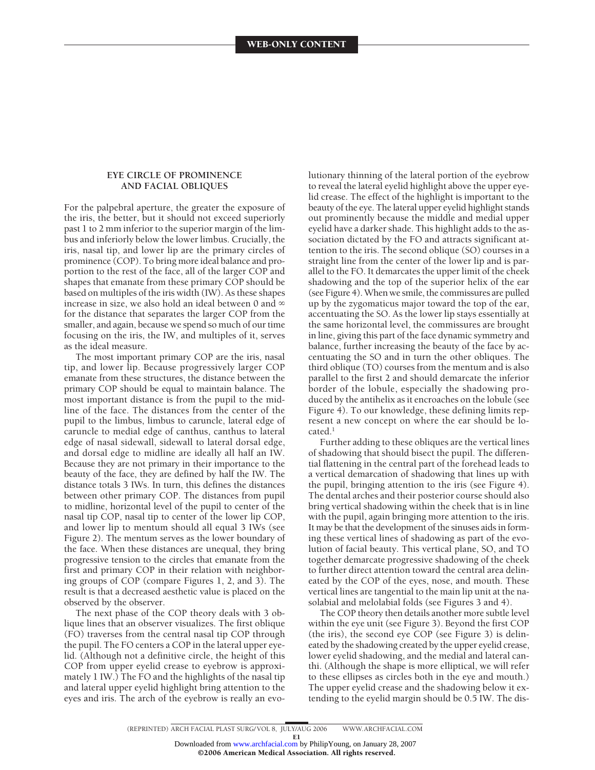## EYE CIRCLE OF PROMINENCE AND FACIAL OBLIQUES

For the palpebral aperture, the greater the exposure of the iris, the better, but it should not exceed superiorly past 1 to 2 mm inferior to the superior margin of the limbus and inferiorly below the lower limbus. Crucially, the iris, nasal tip, and lower lip are the primary circles of prominence (COP). To bring more ideal balance and proportion to the rest of the face, all of the larger COP and shapes that emanate from these primary COP should be based on multiples of the iris width (IW). As these shapes increase in size, we also hold an ideal between 0 and ∞ for the distance that separates the larger COP from the smaller, and again, because we spend so much of our time focusing on the iris, the IW, and multiples of it, serves as the ideal measure.

The most important primary COP are the iris, nasal tip, and lower lip. Because progressively larger COP emanate from these structures, the distance between the primary COP should be equal to maintain balance. The most important distance is from the pupil to the midline of the face. The distances from the center of the pupil to the limbus, limbus to caruncle, lateral edge of caruncle to medial edge of canthus, canthus to lateral edge of nasal sidewall, sidewall to lateral dorsal edge, and dorsal edge to midline are ideally all half an IW. Because they are not primary in their importance to the beauty of the face, they are defined by half the IW. The distance totals 3 IWs. In turn, this defines the distances between other primary COP. The distances from pupil to midline, horizontal level of the pupil to center of the nasal tip COP, nasal tip to center of the lower lip COP, and lower lip to mentum should all equal 3 IWs (see Figure 2). The mentum serves as the lower boundary of the face. When these distances are unequal, they bring progressive tension to the circles that emanate from the first and primary COP in their relation with neighboring groups of COP (compare Figures 1, 2, and 3). The result is that a decreased aesthetic value is placed on the observed by the observer.

The next phase of the COP theory deals with 3 oblique lines that an observer visualizes. The first oblique (FO) traverses from the central nasal tip COP through the pupil. The FO centers a COP in the lateral upper eyelid. (Although not a definitive circle, the height of this COP from upper eyelid crease to eyebrow is approximately 1 IW.) The FO and the highlights of the nasal tip and lateral upper eyelid highlight bring attention to the eyes and iris. The arch of the eyebrow is really an evolutionary thinning of the lateral portion of the eyebrow to reveal the lateral eyelid highlight above the upper eyelid crease. The effect of the highlight is important to the beauty of the eye. The lateral upper eyelid highlight stands out prominently because the middle and medial upper eyelid have a darker shade. This highlight adds to the association dictated by the FO and attracts significant attention to the iris. The second oblique (SO) courses in a straight line from the center of the lower lip and is parallel to the FO. It demarcates the upper limit of the cheek shadowing and the top of the superior helix of the ear (see Figure 4). When we smile, the commissures are pulled up by the zygomaticus major toward the top of the ear, accentuating the SO. As the lower lip stays essentially at the same horizontal level, the commissures are brought in line, giving this part of the face dynamic symmetry and balance, further increasing the beauty of the face by accentuating the SO and in turn the other obliques. The third oblique (TO) courses from the mentum and is also parallel to the first 2 and should demarcate the inferior border of the lobule, especially the shadowing produced by the antihelix as it encroaches on the lobule (see Figure 4). To our knowledge, these defining limits represent a new concept on where the ear should be located.[1]

Further adding to these obliques are the vertical lines of shadowing that should bisect the pupil. The differential flattening in the central part of the forehead leads to a vertical demarcation of shadowing that lines up with the pupil, bringing attention to the iris (see Figure 4). The dental arches and their posterior course should also bring vertical shadowing within the cheek that is in line with the pupil, again bringing more attention to the iris. It may be that the development of the sinuses aids in forming these vertical lines of shadowing as part of the evolution of facial beauty. This vertical plane, SO, and TO together demarcate progressive shadowing of the cheek to further direct attention toward the central area delineated by the COP of the eyes, nose, and mouth. These vertical lines are tangential to the main lip unit at the nasolabial and melolabial folds (see Figures 3 and 4).

The COP theory then details another more subtle level within the eye unit (see Figure 3). Beyond the first COP (the iris), the second eye COP (see Figure 3) is delineated by the shadowing created by the upper eyelid crease, lower eyelid shadowing, and the medial and lateral canthi. (Although the shape is more elliptical, we will refer to these ellipses as circles both in the eye and mouth.) The upper eyelid crease and the shadowing below it extending to the eyelid margin should be 0.5 IW. The dis-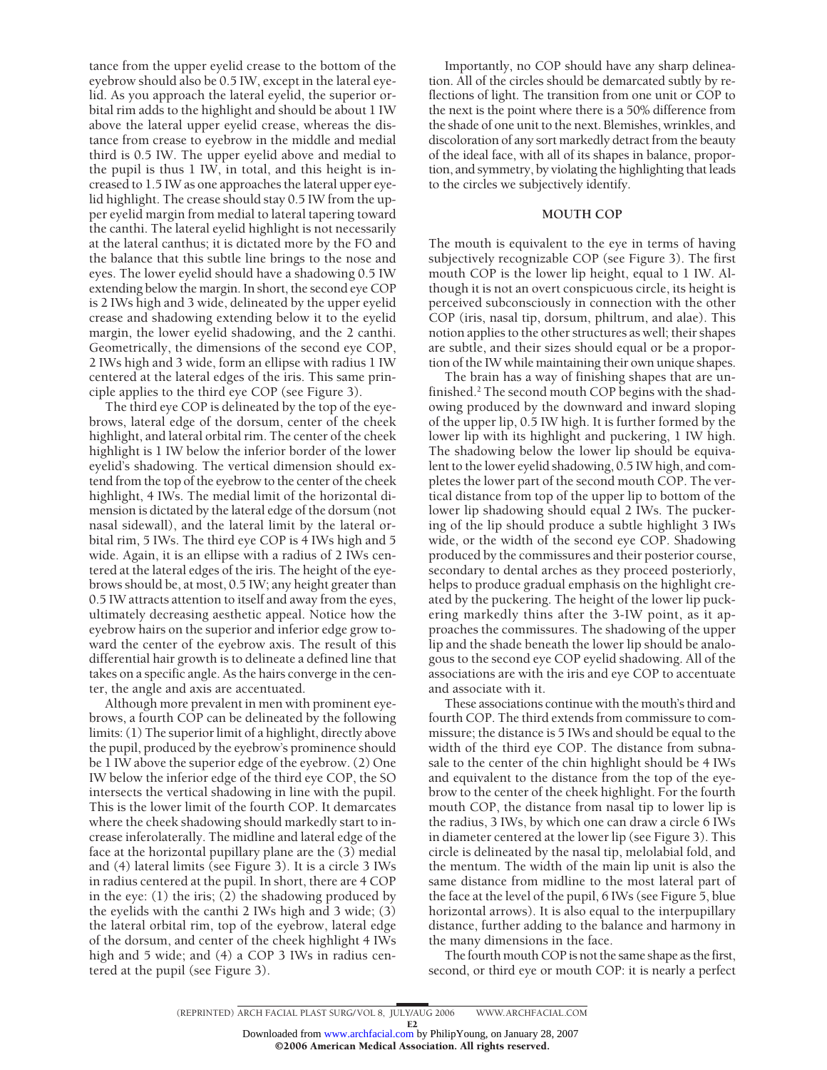tance from the upper eyelid crease to the bottom of the eyebrow should also be 0.5 IW, except in the lateral eyelid. As you approach the lateral eyelid, the superior orbital rim adds to the highlight and should be about 1 IW above the lateral upper eyelid crease, whereas the distance from crease to eyebrow in the middle and medial third is 0.5 IW. The upper eyelid above and medial to the pupil is thus 1 IW, in total, and this height is increased to 1.5 IW as one approaches the lateral upper eyelid highlight. The crease should stay 0.5 IW from the upper eyelid margin from medial to lateral tapering toward the canthi. The lateral eyelid highlight is not necessarily at the lateral canthus; it is dictated more by the FO and the balance that this subtle line brings to the nose and eyes. The lower eyelid should have a shadowing 0.5 IW extending below the margin. In short, the second eye COP is 2 IWs high and 3 wide, delineated by the upper eyelid crease and shadowing extending below it to the eyelid margin, the lower eyelid shadowing, and the 2 canthi. Geometrically, the dimensions of the second eye COP, 2 IWs high and 3 wide, form an ellipse with radius 1 IW centered at the lateral edges of the iris. This same principle applies to the third eye COP (see Figure 3).

The third eye COP is delineated by the top of the eyebrows, lateral edge of the dorsum, center of the cheek highlight, and lateral orbital rim. The center of the cheek highlight is 1 IW below the inferior border of the lower eyelid's shadowing. The vertical dimension should extend from the top of the eyebrow to the center of the cheek highlight, 4 IWs. The medial limit of the horizontal dimension is dictated by the lateral edge of the dorsum (not nasal sidewall), and the lateral limit by the lateral orbital rim, 5 IWs. The third eye COP is 4 IWs high and 5 wide. Again, it is an ellipse with a radius of 2 IWs centered at the lateral edges of the iris. The height of the eyebrows should be, at most, 0.5 IW; any height greater than 0.5 IW attracts attention to itself and away from the eyes, ultimately decreasing aesthetic appeal. Notice how the eyebrow hairs on the superior and inferior edge grow toward the center of the eyebrow axis. The result of this differential hair growth is to delineate a defined line that takes on a specific angle. As the hairs converge in the center, the angle and axis are accentuated.

Although more prevalent in men with prominent eyebrows, a fourth COP can be delineated by the following limits: (1) The superior limit of a highlight, directly above the pupil, produced by the eyebrow's prominence should be 1 IW above the superior edge of the eyebrow. (2) One IW below the inferior edge of the third eye COP, the SO intersects the vertical shadowing in line with the pupil. This is the lower limit of the fourth COP. It demarcates where the cheek shadowing should markedly start to increase inferolaterally. The midline and lateral edge of the face at the horizontal pupillary plane are the (3) medial and (4) lateral limits (see Figure 3). It is a circle 3 IWs in radius centered at the pupil. In short, there are 4 COP in the eye: (1) the iris; (2) the shadowing produced by the eyelids with the canthi 2 IWs high and 3 wide; (3) the lateral orbital rim, top of the eyebrow, lateral edge of the dorsum, and center of the cheek highlight 4 IWs high and 5 wide; and (4) a COP 3 IWs in radius centered at the pupil (see Figure 3).

Importantly, no COP should have any sharp delineation. All of the circles should be demarcated subtly by reflections of light. The transition from one unit or COP to the next is the point where there is a 50% difference from the shade of one unit to the next. Blemishes, wrinkles, and discoloration of any sort markedly detract from the beauty of the ideal face, with all of its shapes in balance, proportion, and symmetry, by violating the highlighting that leads to the circles we subjectively identify.

## MOUTH COP

The mouth is equivalent to the eye in terms of having subjectively recognizable COP (see Figure 3). The first mouth COP is the lower lip height, equal to 1 IW. Although it is not an overt conspicuous circle, its height is perceived subconsciously in connection with the other COP (iris, nasal tip, dorsum, philtrum, and alae). This notion applies to the other structures as well; their shapes are subtle, and their sizes should equal or be a proportion of the IW while maintaining their own unique shapes.

The brain has a way of finishing shapes that are unfinished.[2] The second mouth COP begins with the shadowing produced by the downward and inward sloping of the upper lip, 0.5 IW high. It is further formed by the lower lip with its highlight and puckering, 1 IW high. The shadowing below the lower lip should be equivalent to the lower eyelid shadowing, 0.5 IW high, and completes the lower part of the second mouth COP. The vertical distance from top of the upper lip to bottom of the lower lip shadowing should equal 2 IWs. The puckering of the lip should produce a subtle highlight 3 IWs wide, or the width of the second eye COP. Shadowing produced by the commissures and their posterior course, secondary to dental arches as they proceed posteriorly, helps to produce gradual emphasis on the highlight created by the puckering. The height of the lower lip puckering markedly thins after the 3-IW point, as it approaches the commissures. The shadowing of the upper lip and the shade beneath the lower lip should be analogous to the second eye COP eyelid shadowing. All of the associations are with the iris and eye COP to accentuate and associate with it.

These associations continue with the mouth's third and fourth COP. The third extends from commissure to commissure; the distance is 5 IWs and should be equal to the width of the third eye COP. The distance from subnasale to the center of the chin highlight should be 4 IWs and equivalent to the distance from the top of the eyebrow to the center of the cheek highlight. For the fourth mouth COP, the distance from nasal tip to lower lip is the radius, 3 IWs, by which one can draw a circle 6 IWs in diameter centered at the lower lip (see Figure 3). This circle is delineated by the nasal tip, melolabial fold, and the mentum. The width of the main lip unit is also the same distance from midline to the most lateral part of the face at the level of the pupil, 6 IWs (see Figure 5, blue horizontal arrows). It is also equal to the interpupillary distance, further adding to the balance and harmony in the many dimensions in the face.

The fourth mouth COP is not the same shape as the first, second, or third eye or mouth COP: it is nearly a perfect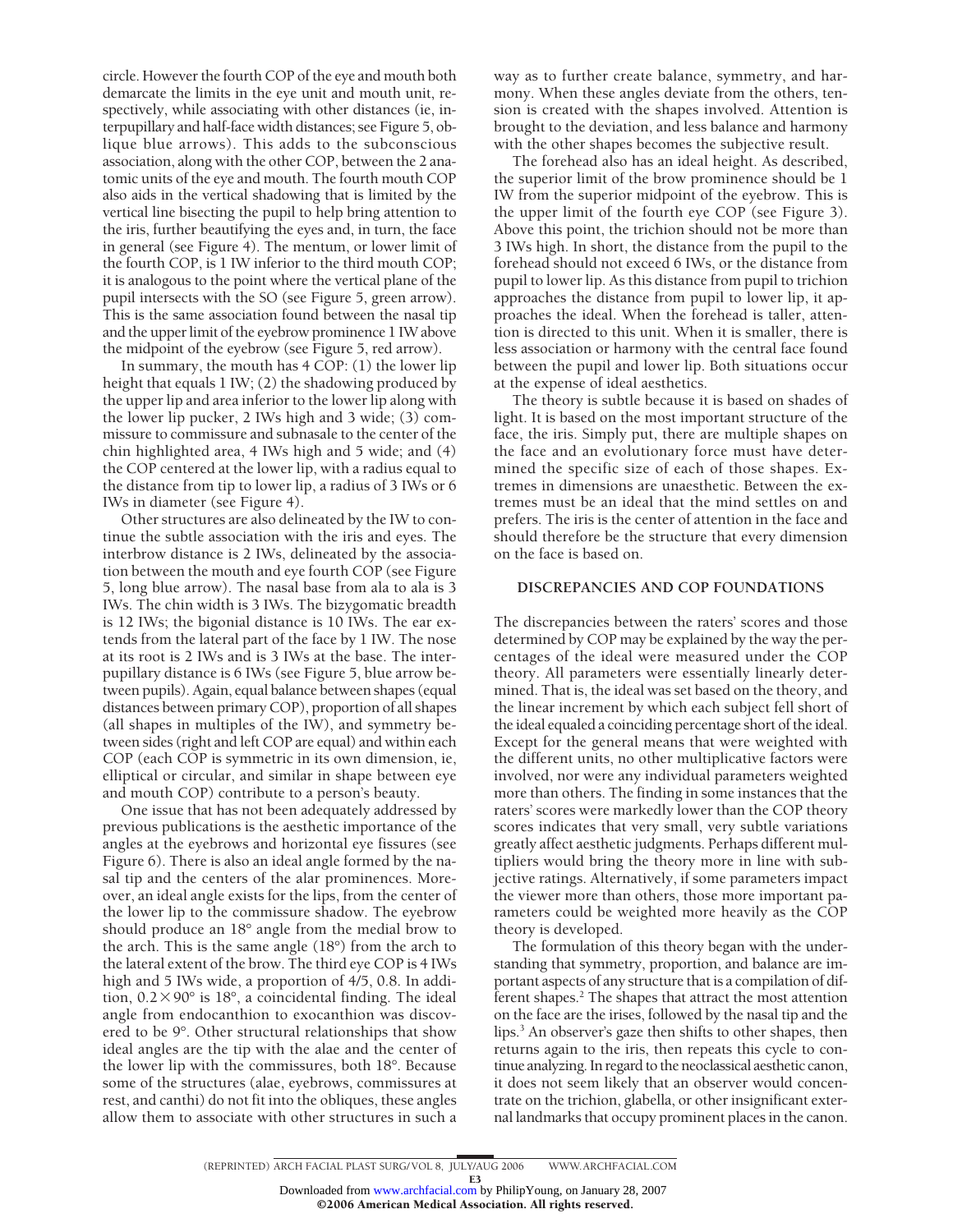circle. However the fourth COP of the eye and mouth both demarcate the limits in the eye unit and mouth unit, respectively, while associating with other distances (ie, interpupillary and half-face width distances; see Figure 5, oblique blue arrows). This adds to the subconscious association, along with the other COP, between the 2 anatomic units of the eye and mouth. The fourth mouth COP also aids in the vertical shadowing that is limited by the vertical line bisecting the pupil to help bring attention to the iris, further beautifying the eyes and, in turn, the face in general (see Figure 4). The mentum, or lower limit of the fourth COP, is 1 IW inferior to the third mouth COP; it is analogous to the point where the vertical plane of the pupil intersects with the SO (see Figure 5, green arrow). This is the same association found between the nasal tip and the upper limit of the eyebrow prominence 1 IW above the midpoint of the eyebrow (see Figure 5, red arrow).

In summary, the mouth has 4 COP: (1) the lower lip height that equals 1 IW; (2) the shadowing produced by the upper lip and area inferior to the lower lip along with the lower lip pucker, 2 IWs high and 3 wide; (3) commissure to commissure and subnasale to the center of the chin highlighted area, 4 IWs high and 5 wide; and (4) the COP centered at the lower lip, with a radius equal to the distance from tip to lower lip, a radius of 3 IWs or 6 IWs in diameter (see Figure 4).

Other structures are also delineated by the IW to continue the subtle association with the iris and eyes. The interbrow distance is 2 IWs, delineated by the association between the mouth and eye fourth COP (see Figure 5, long blue arrow). The nasal base from ala to ala is 3 IWs. The chin width is 3 IWs. The bizygomatic breadth is 12 IWs; the bigonial distance is 10 IWs. The ear extends from the lateral part of the face by 1 IW. The nose at its root is 2 IWs and is 3 IWs at the base. The interpupillary distance is 6 IWs (see Figure 5, blue arrow between pupils). Again, equal balance between shapes (equal distances between primary COP), proportion of all shapes (all shapes in multiples of the IW), and symmetry between sides (right and left COP are equal) and within each COP (each COP is symmetric in its own dimension, ie, elliptical or circular, and similar in shape between eye and mouth COP) contribute to a person's beauty.

One issue that has not been adequately addressed by previous publications is the aesthetic importance of the angles at the eyebrows and horizontal eye fissures (see Figure 6). There is also an ideal angle formed by the nasal tip and the centers of the alar prominences. Moreover, an ideal angle exists for the lips, from the center of the lower lip to the commissure shadow. The eyebrow should produce an 18° angle from the medial brow to the arch. This is the same angle (18°) from the arch to the lateral extent of the brow. The third eye COP is 4 IWs high and 5 IWs wide, a proportion of 4/5, 0.8. In addition, $0.2 \times 90°$ is 18°, a coincidental finding. The ideal angle from endocanthion to exocanthion was discovered to be 9°. Other structural relationships that show ideal angles are the tip with the alae and the center of the lower lip with the commissures, both 18°. Because some of the structures (alae, eyebrows, commissures at rest, and canthi) do not fit into the obliques, these angles allow them to associate with other structures in such a way as to further create balance, symmetry, and harmony. When these angles deviate from the others, tension is created with the shapes involved. Attention is brought to the deviation, and less balance and harmony with the other shapes becomes the subjective result.

The forehead also has an ideal height. As described, the superior limit of the brow prominence should be 1 IW from the superior midpoint of the eyebrow. This is the upper limit of the fourth eye COP (see Figure 3). Above this point, the trichion should not be more than 3 IWs high. In short, the distance from the pupil to the forehead should not exceed 6 IWs, or the distance from pupil to lower lip. As this distance from pupil to trichion approaches the distance from pupil to lower lip, it approaches the ideal. When the forehead is taller, attention is directed to this unit. When it is smaller, there is less association or harmony with the central face found between the pupil and lower lip. Both situations occur at the expense of ideal aesthetics.

The theory is subtle because it is based on shades of light. It is based on the most important structure of the face, the iris. Simply put, there are multiple shapes on the face and an evolutionary force must have determined the specific size of each of those shapes. Extremes in dimensions are unaesthetic. Between the extremes must be an ideal that the mind settles on and prefers. The iris is the center of attention in the face and should therefore be the structure that every dimension on the face is based on.

## DISCREPANCIES AND COP FOUNDATIONS

The discrepancies between the raters' scores and those determined by COP may be explained by the way the percentages of the ideal were measured under the COP theory. All parameters were essentially linearly determined. That is, the ideal was set based on the theory, and the linear increment by which each subject fell short of the ideal equaled a coinciding percentage short of the ideal. Except for the general means that were weighted with the different units, no other multiplicative factors were involved, nor were any individual parameters weighted more than others. The finding in some instances that the raters' scores were markedly lower than the COP theory scores indicates that very small, very subtle variations greatly affect aesthetic judgments. Perhaps different multipliers would bring the theory more in line with subjective ratings. Alternatively, if some parameters impact the viewer more than others, those more important parameters could be weighted more heavily as the COP theory is developed.

The formulation of this theory began with the understanding that symmetry, proportion, and balance are important aspects of any structure that is a compilation of different shapes.[2] The shapes that attract the most attention on the face are the irises, followed by the nasal tip and the lips.[3] An observer's gaze then shifts to other shapes, then returns again to the iris, then repeats this cycle to continue analyzing. In regard to the neoclassical aesthetic canon, it does not seem likely that an observer would concentrate on the trichion, glabella, or other insignificant external landmarks that occupy prominent places in the canon.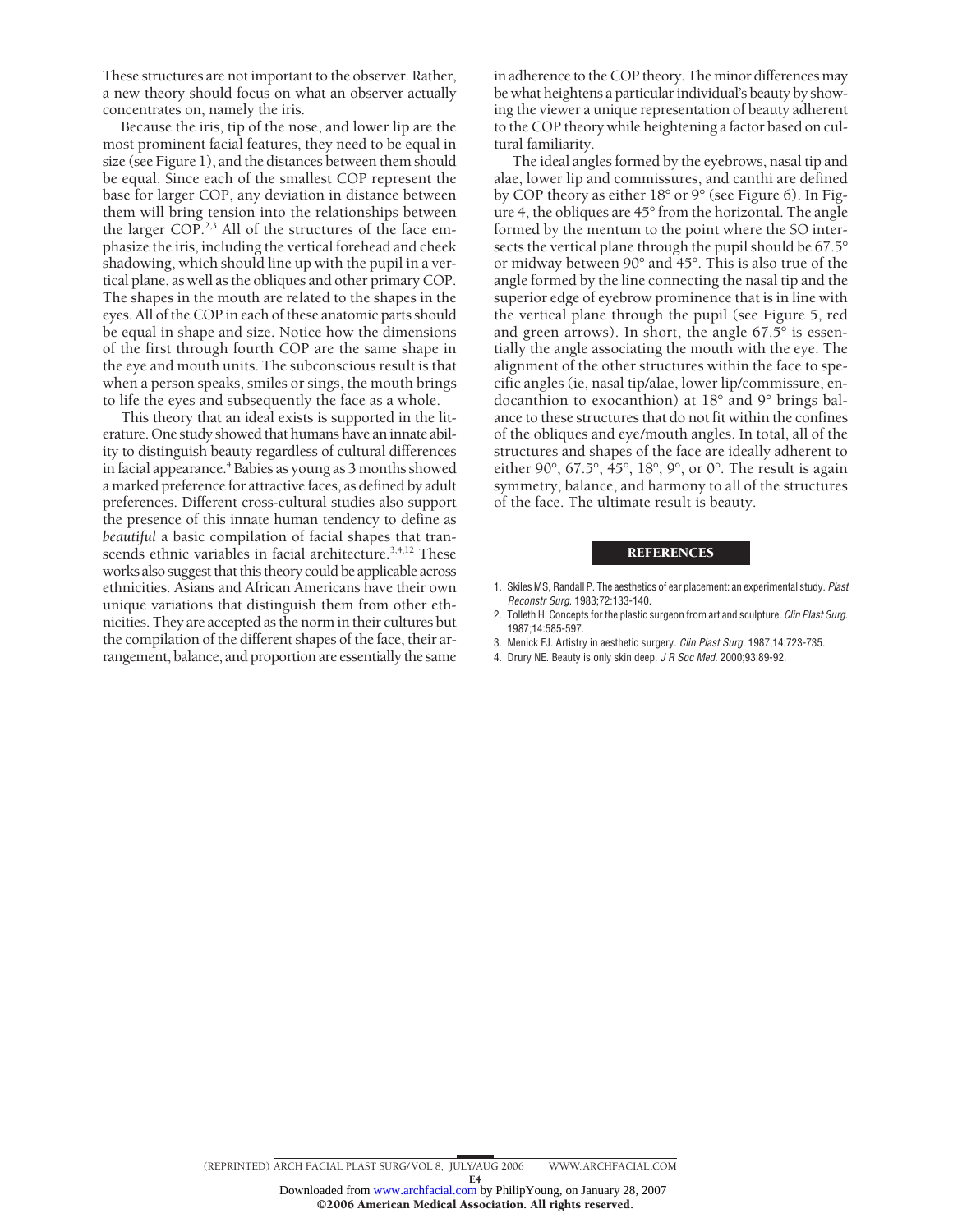These structures are not important to the observer. Rather, a new theory should focus on what an observer actually concentrates on, namely the iris.

Because the iris, tip of the nose, and lower lip are the most prominent facial features, they need to be equal in size (see Figure 1), and the distances between them should be equal. Since each of the smallest COP represent the base for larger COP, any deviation in distance between them will bring tension into the relationships between the larger COP.[2,3] All of the structures of the face emphasize the iris, including the vertical forehead and cheek shadowing, which should line up with the pupil in a vertical plane, as well as the obliques and other primary COP. The shapes in the mouth are related to the shapes in the eyes. All of the COP in each of these anatomic parts should be equal in shape and size. Notice how the dimensions of the first through fourth COP are the same shape in the eye and mouth units. The subconscious result is that when a person speaks, smiles or sings, the mouth brings to life the eyes and subsequently the face as a whole.

This theory that an ideal exists is supported in the literature. One study showed that humans have an innate ability to distinguish beauty regardless of cultural differences in facial appearance.[4] Babies as young as 3 months showed a marked preference for attractive faces, as defined by adult preferences. Different cross-cultural studies also support the presence of this innate human tendency to define as *beautiful* a basic compilation of facial shapes that transcends ethnic variables in facial architecture.[3,4,12] These works also suggest that this theory could be applicable across ethnicities. Asians and African Americans have their own unique variations that distinguish them from other ethnicities. They are accepted as the norm in their cultures but the compilation of the different shapes of the face, their arrangement, balance, and proportion are essentially the same in adherence to the COP theory. The minor differences may be what heightens a particular individual's beauty by showing the viewer a unique representation of beauty adherent to the COP theory while heightening a factor based on cultural familiarity.

The ideal angles formed by the eyebrows, nasal tip and alae, lower lip and commissures, and canthi are defined by COP theory as either 18° or 9° (see Figure 6). In Figure 4, the obliques are 45° from the horizontal. The angle formed by the mentum to the point where the SO intersects the vertical plane through the pupil should be 67.5° or midway between 90° and 45°. This is also true of the angle formed by the line connecting the nasal tip and the superior edge of eyebrow prominence that is in line with the vertical plane through the pupil (see Figure 5, red and green arrows). In short, the angle 67.5° is essentially the angle associating the mouth with the eye. The alignment of the other structures within the face to specific angles (ie, nasal tip/alae, lower lip/commissure, endocanthion to exocanthion) at 18° and 9° brings balance to these structures that do not fit within the confines of the obliques and eye/mouth angles. In total, all of the structures and shapes of the face are ideally adherent to either 90°, 67.5°, 45°, 18°, 9°, or 0°. The result is again symmetry, balance, and harmony to all of the structures of the face. The ultimate result is beauty.

## REFERENCES

1. Skiles MS, Randall P. The aesthetics of ear placement: an experimental study. *Plast Reconstr Surg.* 1983;72:133-140.
2. Tolleth H. Concepts for the plastic surgeon from art and sculpture. *Clin Plast Surg.* 1987;14:585-597.
3. Menick FJ. Artistry in aesthetic surgery. *Clin Plast Surg.* 1987;14:723-735.
4. Drury NE. Beauty is only skin deep. *J R Soc Med.* 2000;93:89-92.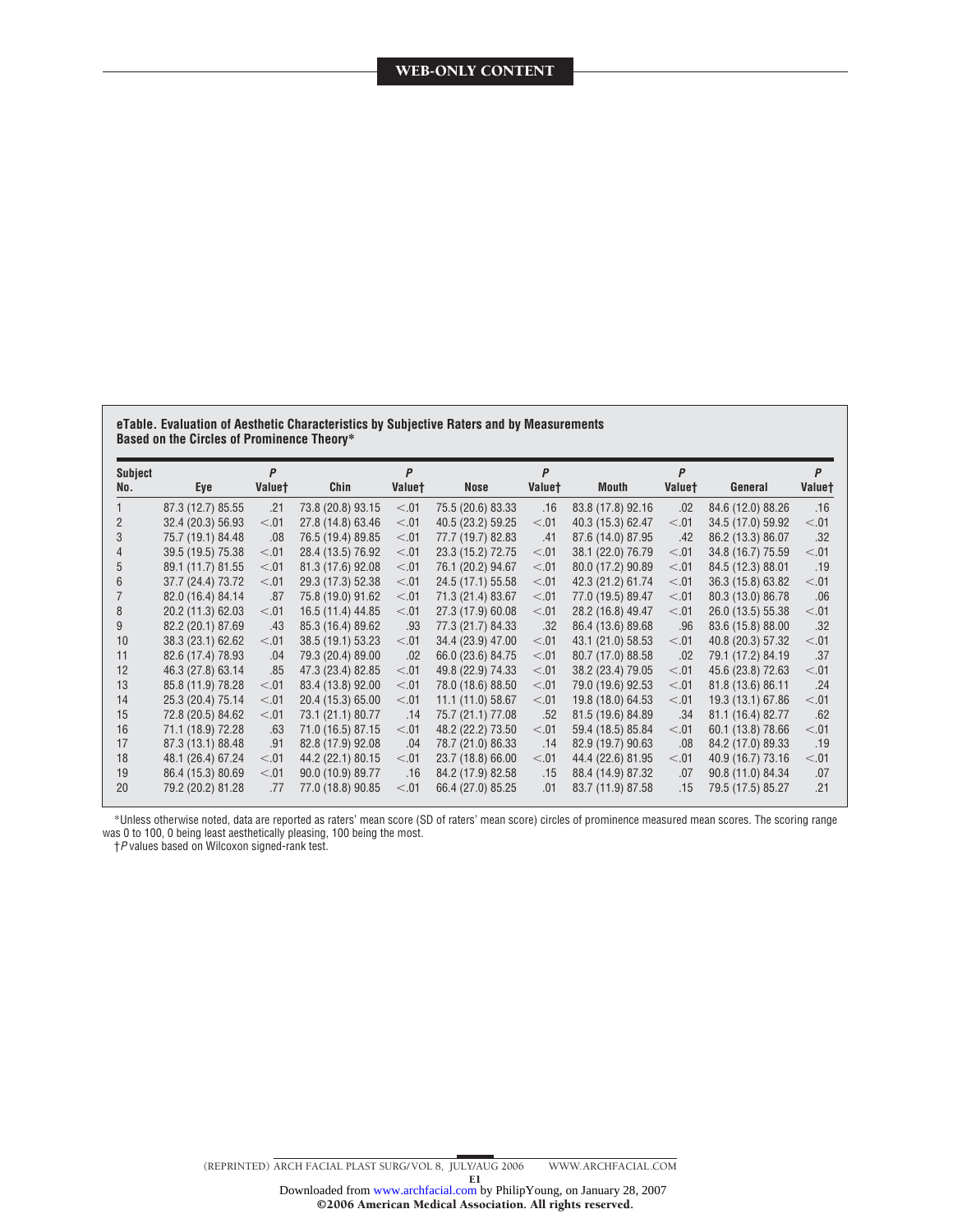WEB-ONLY CONTENT

**eTable. Evaluation of Aesthetic Characteristics by Subjective Raters and by Measurements Based on the Circles of Prominence Theory***

| Subject No. | Eye | *P* Value† | Chin | *P* Value† | Nose | *P* Value† | Mouth | *P* Value† | General | *P* Value† |
|---|---|---|---|---|---|---|---|---|---|---|
| 1 | 87.3 (12.7) 85.55 | .21 | 73.8 (20.8) 93.15 | <.01 | 75.5 (20.6) 83.33 | .16 | 83.8 (17.8) 92.16 | .02 | 84.6 (12.0) 88.26 | .16 |
| 2 | 32.4 (20.3) 56.93 | <.01 | 27.8 (14.8) 63.46 | <.01 | 40.5 (23.2) 59.25 | <.01 | 40.3 (15.3) 62.47 | <.01 | 34.5 (17.0) 59.92 | <.01 |
| 3 | 75.7 (19.1) 84.48 | .08 | 76.5 (19.4) 89.85 | <.01 | 77.7 (19.7) 82.83 | .41 | 87.6 (14.0) 87.95 | .42 | 86.2 (13.3) 86.07 | .32 |
| 4 | 39.5 (19.5) 75.38 | <.01 | 28.4 (13.5) 76.92 | <.01 | 23.3 (15.2) 72.75 | <.01 | 38.1 (22.0) 76.79 | <.01 | 34.8 (16.7) 75.59 | <.01 |
| 5 | 89.1 (11.7) 81.55 | <.01 | 81.3 (17.6) 92.08 | <.01 | 76.1 (20.2) 94.67 | <.01 | 80.0 (17.2) 90.89 | <.01 | 84.5 (12.3) 88.01 | .19 |
| 6 | 37.7 (24.4) 73.72 | <.01 | 29.3 (17.3) 52.38 | <.01 | 24.5 (17.1) 55.58 | <.01 | 42.3 (21.2) 61.74 | <.01 | 36.3 (15.8) 63.82 | <.01 |
| 7 | 82.0 (16.4) 84.14 | .87 | 75.8 (19.0) 91.62 | <.01 | 71.3 (21.4) 83.67 | <.01 | 77.0 (19.5) 89.47 | <.01 | 80.3 (13.0) 86.78 | .06 |
| 8 | 20.2 (11.3) 62.03 | <.01 | 16.5 (11.4) 44.85 | <.01 | 27.3 (17.9) 60.08 | <.01 | 28.2 (16.8) 49.47 | <.01 | 26.0 (13.5) 55.38 | <.01 |
| 9 | 82.2 (20.1) 87.69 | .43 | 85.3 (16.4) 89.62 | .93 | 77.3 (21.7) 84.33 | .32 | 86.4 (13.6) 89.68 | .96 | 83.6 (15.8) 88.00 | .32 |
| 10 | 38.3 (23.1) 62.62 | <.01 | 38.5 (19.1) 53.23 | <.01 | 34.4 (23.9) 47.00 | <.01 | 43.1 (21.0) 58.53 | <.01 | 40.8 (20.3) 57.32 | <.01 |
| 11 | 82.6 (17.4) 78.93 | .04 | 79.3 (20.4) 89.00 | .02 | 66.0 (23.6) 84.75 | <.01 | 80.7 (17.0) 88.58 | .02 | 79.1 (17.2) 84.19 | .37 |
| 12 | 46.3 (27.8) 63.14 | .85 | 47.3 (23.4) 82.85 | <.01 | 49.8 (22.9) 74.33 | <.01 | 38.2 (23.4) 79.05 | <.01 | 45.6 (23.8) 72.63 | <.01 |
| 13 | 85.8 (11.9) 78.28 | <.01 | 83.4 (13.8) 92.00 | <.01 | 78.0 (18.6) 88.50 | <.01 | 79.0 (19.6) 92.53 | <.01 | 81.8 (13.6) 86.11 | .24 |
| 14 | 25.3 (20.4) 75.14 | <.01 | 20.4 (15.3) 65.00 | <.01 | 11.1 (11.0) 58.67 | <.01 | 19.8 (18.0) 64.53 | <.01 | 19.3 (13.1) 67.86 | <.01 |
| 15 | 72.8 (20.5) 84.62 | <.01 | 73.1 (21.1) 80.77 | .14 | 75.7 (21.1) 77.08 | .52 | 81.5 (19.6) 84.89 | .34 | 81.1 (16.4) 82.77 | .62 |
| 16 | 71.1 (18.9) 72.28 | .63 | 71.0 (16.5) 87.15 | <.01 | 48.2 (22.2) 73.50 | <.01 | 59.4 (18.5) 85.84 | <.01 | 60.1 (13.8) 78.66 | <.01 |
| 17 | 87.3 (13.1) 88.48 | .91 | 82.8 (17.9) 92.08 | .04 | 78.7 (21.0) 86.33 | .14 | 82.9 (19.7) 90.63 | .08 | 84.2 (17.0) 89.33 | .19 |
| 18 | 48.1 (26.4) 67.24 | <.01 | 44.2 (22.1) 80.15 | <.01 | 23.7 (18.8) 66.00 | <.01 | 44.4 (22.6) 81.95 | <.01 | 40.9 (16.7) 73.16 | <.01 |
| 19 | 86.4 (15.3) 80.69 | <.01 | 90.0 (10.9) 89.77 | .16 | 84.2 (17.9) 82.58 | .15 | 88.4 (14.9) 87.32 | .07 | 90.8 (11.0) 84.34 | .07 |
| 20 | 79.2 (20.2) 81.28 | .77 | 77.0 (18.8) 90.85 | <.01 | 66.4 (27.0) 85.25 | .01 | 83.7 (11.9) 87.58 | .15 | 79.5 (17.5) 85.27 | .21 |

*Unless otherwise noted, data are reported as raters' mean score (SD of raters' mean score) circles of prominence measured mean scores. The scoring range was 0 to 100, 0 being least aesthetically pleasing, 100 being the most.

†*P* values based on Wilcoxon signed-rank test.